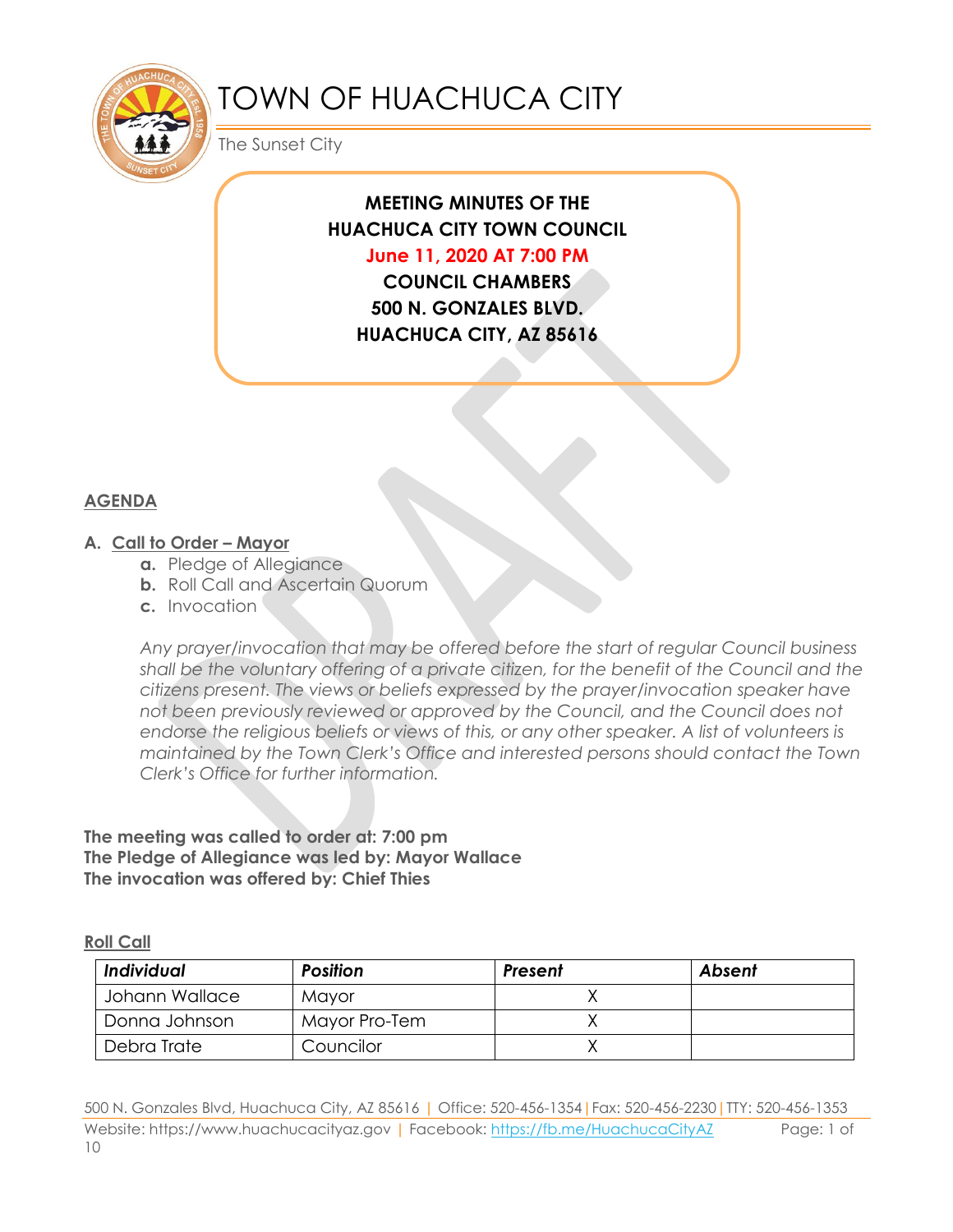# TOWN OF HUACHUCA CITY

The Sunset City

**MEETING MINUTES OF THE**
**HUACHUCA CITY TOWN COUNCIL**
**June 11, 2020 AT 7:00 PM**
**COUNCIL CHAMBERS**
**500 N. GONZALES BLVD.**
**HUACHUCA CITY, AZ 85616**

## AGENDA

**A. Call to Order – Mayor**

- **a.** Pledge of Allegiance
- **b.** Roll Call and Ascertain Quorum
- **c.** Invocation

*Any prayer/invocation that may be offered before the start of regular Council business shall be the voluntary offering of a private citizen, for the benefit of the Council and the citizens present. The views or beliefs expressed by the prayer/invocation speaker have not been previously reviewed or approved by the Council, and the Council does not endorse the religious beliefs or views of this, or any other speaker. A list of volunteers is maintained by the Town Clerk's Office and interested persons should contact the Town Clerk's Office for further information.*

**The meeting was called to order at: 7:00 pm**
**The Pledge of Allegiance was led by: Mayor Wallace**
**The invocation was offered by: Chief Thies**

**Roll Call**

| Individual | Position | Present | Absent |
|---|---|---|---|
| Johann Wallace | Mayor | X | |
| Donna Johnson | Mayor Pro-Tem | X | |
| Debra Trate | Councilor | X | |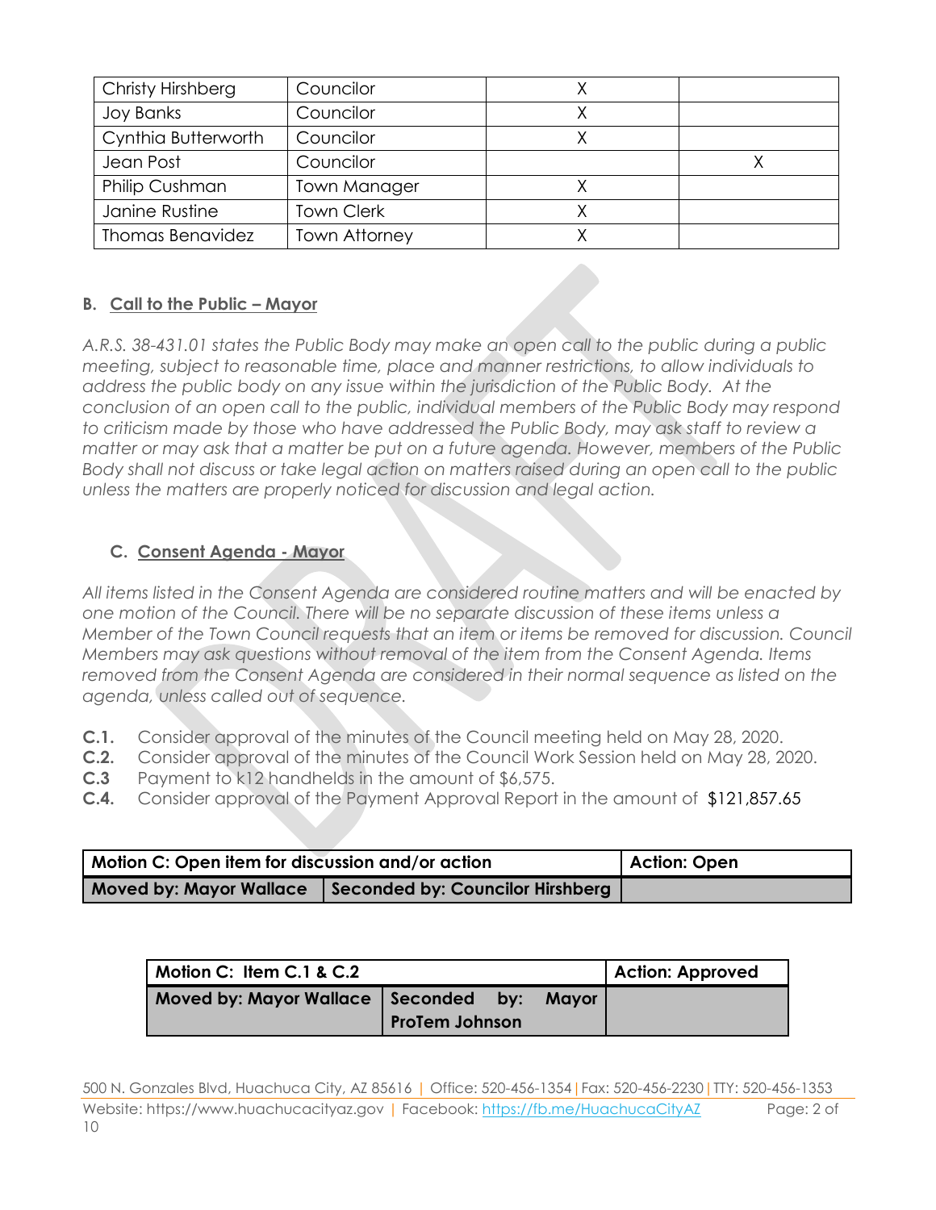| Christy Hirshberg | Councilor | X | |
|---|---|---|---|
| Joy Banks | Councilor | X | |
| Cynthia Butterworth | Councilor | X | |
| Jean Post | Councilor | | X |
| Philip Cushman | Town Manager | X | |
| Janine Rustine | Town Clerk | X | |
| Thomas Benavidez | Town Attorney | X | |

**B. Call to the Public – Mayor**

*A.R.S. 38-431.01 states the Public Body may make an open call to the public during a public meeting, subject to reasonable time, place and manner restrictions, to allow individuals to address the public body on any issue within the jurisdiction of the Public Body. At the conclusion of an open call to the public, individual members of the Public Body may respond to criticism made by those who have addressed the Public Body, may ask staff to review a matter or may ask that a matter be put on a future agenda. However, members of the Public Body shall not discuss or take legal action on matters raised during an open call to the public unless the matters are properly noticed for discussion and legal action.*

**C. Consent Agenda - Mayor**

*All items listed in the Consent Agenda are considered routine matters and will be enacted by one motion of the Council. There will be no separate discussion of these items unless a Member of the Town Council requests that an item or items be removed for discussion. Council Members may ask questions without removal of the item from the Consent Agenda. Items removed from the Consent Agenda are considered in their normal sequence as listed on the agenda, unless called out of sequence.*

**C.1.** Consider approval of the minutes of the Council meeting held on May 28, 2020.
**C.2.** Consider approval of the minutes of the Council Work Session held on May 28, 2020.
**C.3** Payment to k12 handhelds in the amount of $6,575.
**C.4.** Consider approval of the Payment Approval Report in the amount of $121,857.65

| Motion C: Open item for discussion and/or action | | Action: Open |
|---|---|---|
| Moved by: Mayor Wallace | Seconded by: Councilor Hirshberg | |

| Motion C: Item C.1 & C.2 | | Action: Approved |
|---|---|---|
| Moved by: Mayor Wallace | Seconded by: Mayor ProTem Johnson | |

500 N. Gonzales Blvd, Huachuca City, AZ 85616 | Office: 520-456-1354 | Fax: 520-456-2230 | TTY: 520-456-1353
Website: https://www.huachucacityaz.gov | Facebook: https://fb.me/HuachucaCityAZ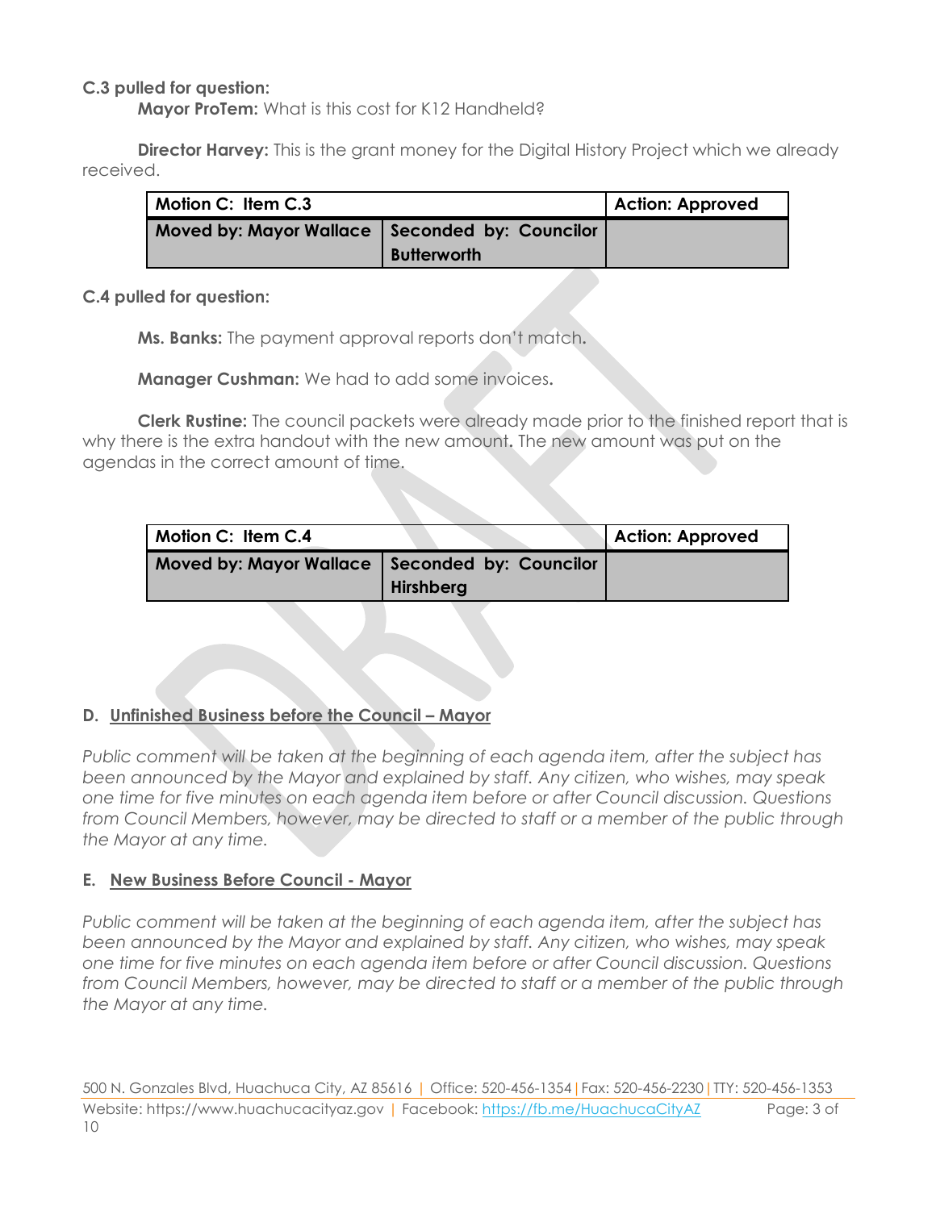**C.3 pulled for question:**

**Mayor ProTem:** What is this cost for K12 Handheld?

**Director Harvey:** This is the grant money for the Digital History Project which we already received.

| Motion C: Item C.3 | | Action: Approved |
|---|---|---|
| Moved by: Mayor Wallace | Seconded by: Councilor Butterworth | |

**C.4 pulled for question:**

**Ms. Banks:** The payment approval reports don't match.

**Manager Cushman:** We had to add some invoices.

**Clerk Rustine:** The council packets were already made prior to the finished report that is why there is the extra handout with the new amount. The new amount was put on the agendas in the correct amount of time.

| Motion C: Item C.4 | | Action: Approved |
|---|---|---|
| Moved by: Mayor Wallace | Seconded by: Councilor Hirshberg | |

## D. Unfinished Business before the Council – Mayor

*Public comment will be taken at the beginning of each agenda item, after the subject has been announced by the Mayor and explained by staff. Any citizen, who wishes, may speak one time for five minutes on each agenda item before or after Council discussion. Questions from Council Members, however, may be directed to staff or a member of the public through the Mayor at any time.*

## E. New Business Before Council - Mayor

*Public comment will be taken at the beginning of each agenda item, after the subject has been announced by the Mayor and explained by staff. Any citizen, who wishes, may speak one time for five minutes on each agenda item before or after Council discussion. Questions from Council Members, however, may be directed to staff or a member of the public through the Mayor at any time.*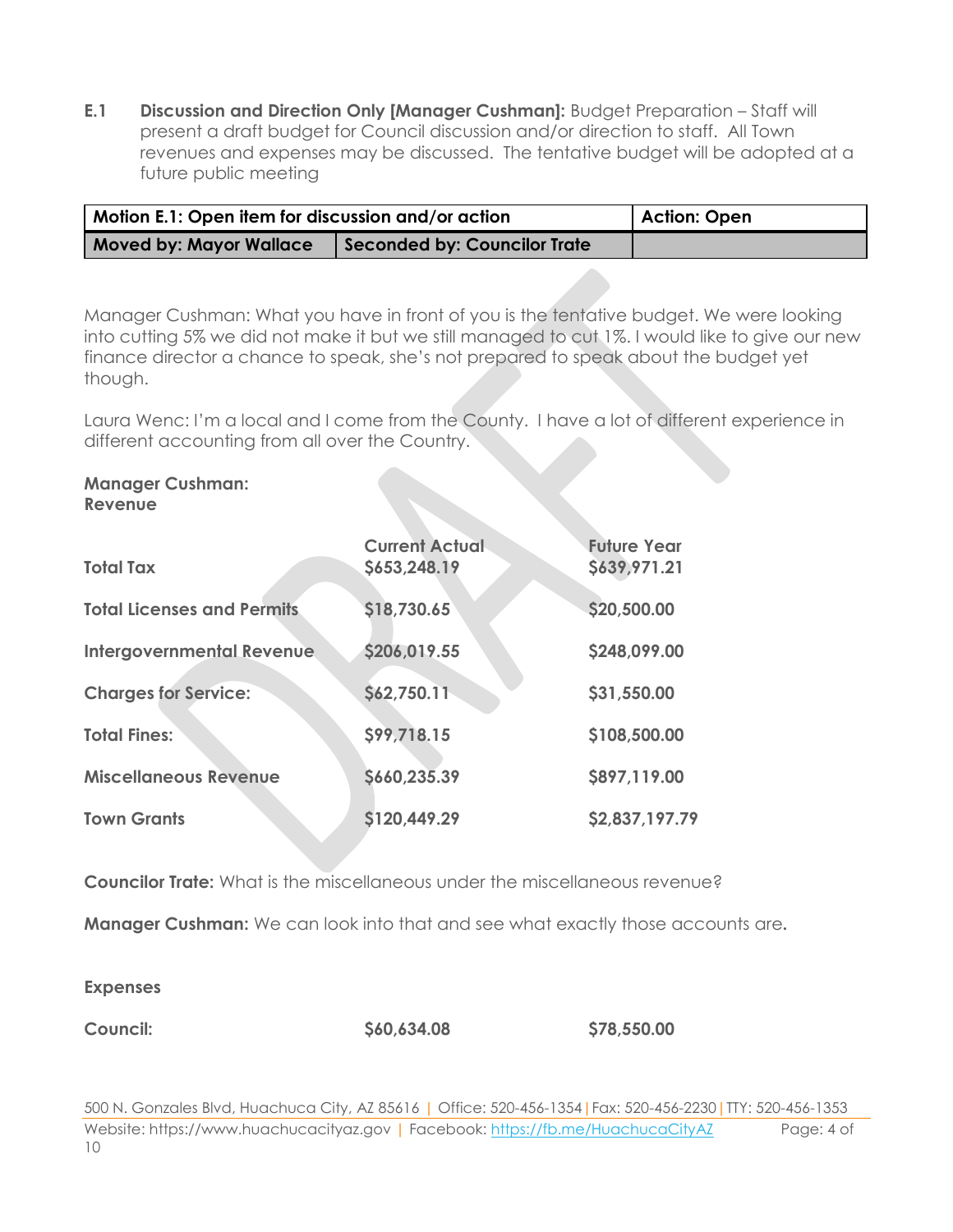**E.1 Discussion and Direction Only [Manager Cushman]:** Budget Preparation – Staff will present a draft budget for Council discussion and/or direction to staff. All Town revenues and expenses may be discussed. The tentative budget will be adopted at a future public meeting

| Motion E.1: Open item for discussion and/or action | | Action: Open |
|---|---|---|
| Moved by: Mayor Wallace | Seconded by: Councilor Trate | |

Manager Cushman: What you have in front of you is the tentative budget. We were looking into cutting 5% we did not make it but we still managed to cut 1%. I would like to give our new finance director a chance to speak, she's not prepared to speak about the budget yet though.

Laura Wenc: I'm a local and I come from the County. I have a lot of different experience in different accounting from all over the Country.

**Manager Cushman:**
**Revenue**

| | Current Actual | Future Year |
|---|---|---|
| **Total Tax** | **$653,248.19** | **$639,971.21** |
| **Total Licenses and Permits** | **$18,730.65** | **$20,500.00** |
| **Intergovernmental Revenue** | **$206,019.55** | **$248,099.00** |
| **Charges for Service:** | **$62,750.11** | **$31,550.00** |
| **Total Fines:** | **$99,718.15** | **$108,500.00** |
| **Miscellaneous Revenue** | **$660,235.39** | **$897,119.00** |
| **Town Grants** | **$120,449.29** | **$2,837,197.79** |

**Councilor Trate:** What is the miscellaneous under the miscellaneous revenue?

**Manager Cushman:** We can look into that and see what exactly those accounts are.

**Expenses**

| | | |
|---|---|---|
| **Council:** | **$60,634.08** | **$78,550.00** |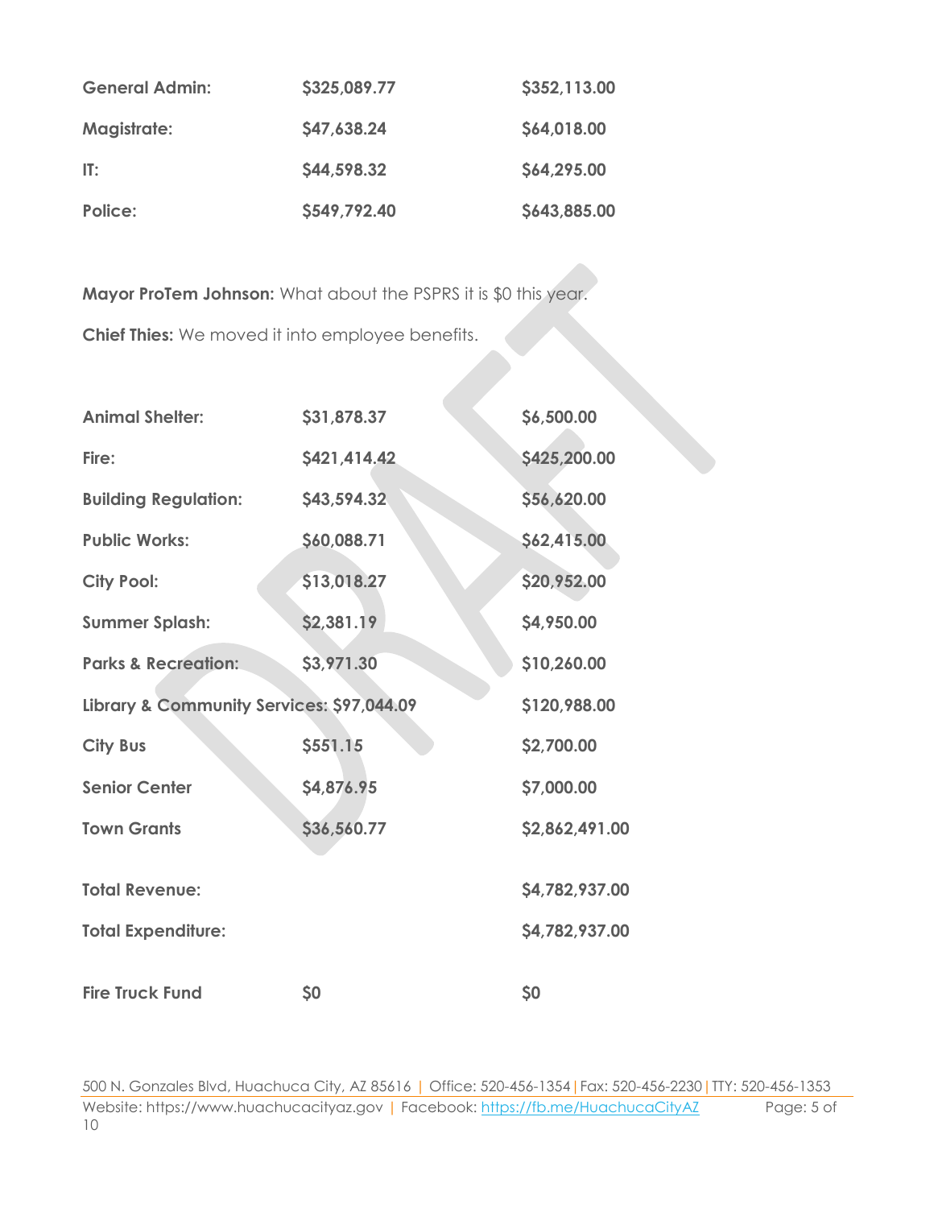| | | |
|---|---|---|
| **General Admin:** | **$325,089.77** | **$352,113.00** |
| **Magistrate:** | **$47,638.24** | **$64,018.00** |
| **IT:** | **$44,598.32** | **$64,295.00** |
| **Police:** | **$549,792.40** | **$643,885.00** |

**Mayor ProTem Johnson:** What about the PSPRS it is $0 this year.

**Chief Thies:** We moved it into employee benefits.

| | | |
|---|---|---|
| **Animal Shelter:** | **$31,878.37** | **$6,500.00** |
| **Fire:** | **$421,414.42** | **$425,200.00** |
| **Building Regulation:** | **$43,594.32** | **$56,620.00** |
| **Public Works:** | **$60,088.71** | **$62,415.00** |
| **City Pool:** | **$13,018.27** | **$20,952.00** |
| **Summer Splash:** | **$2,381.19** | **$4,950.00** |
| **Parks & Recreation:** | **$3,971.30** | **$10,260.00** |
| **Library & Community Services:** | **$97,044.09** | **$120,988.00** |
| **City Bus** | **$551.15** | **$2,700.00** |
| **Senior Center** | **$4,876.95** | **$7,000.00** |
| **Town Grants** | **$36,560.77** | **$2,862,491.00** |
| **Total Revenue:** | | **$4,782,937.00** |
| **Total Expenditure:** | | **$4,782,937.00** |
| **Fire Truck Fund** | **$0** | **$0** |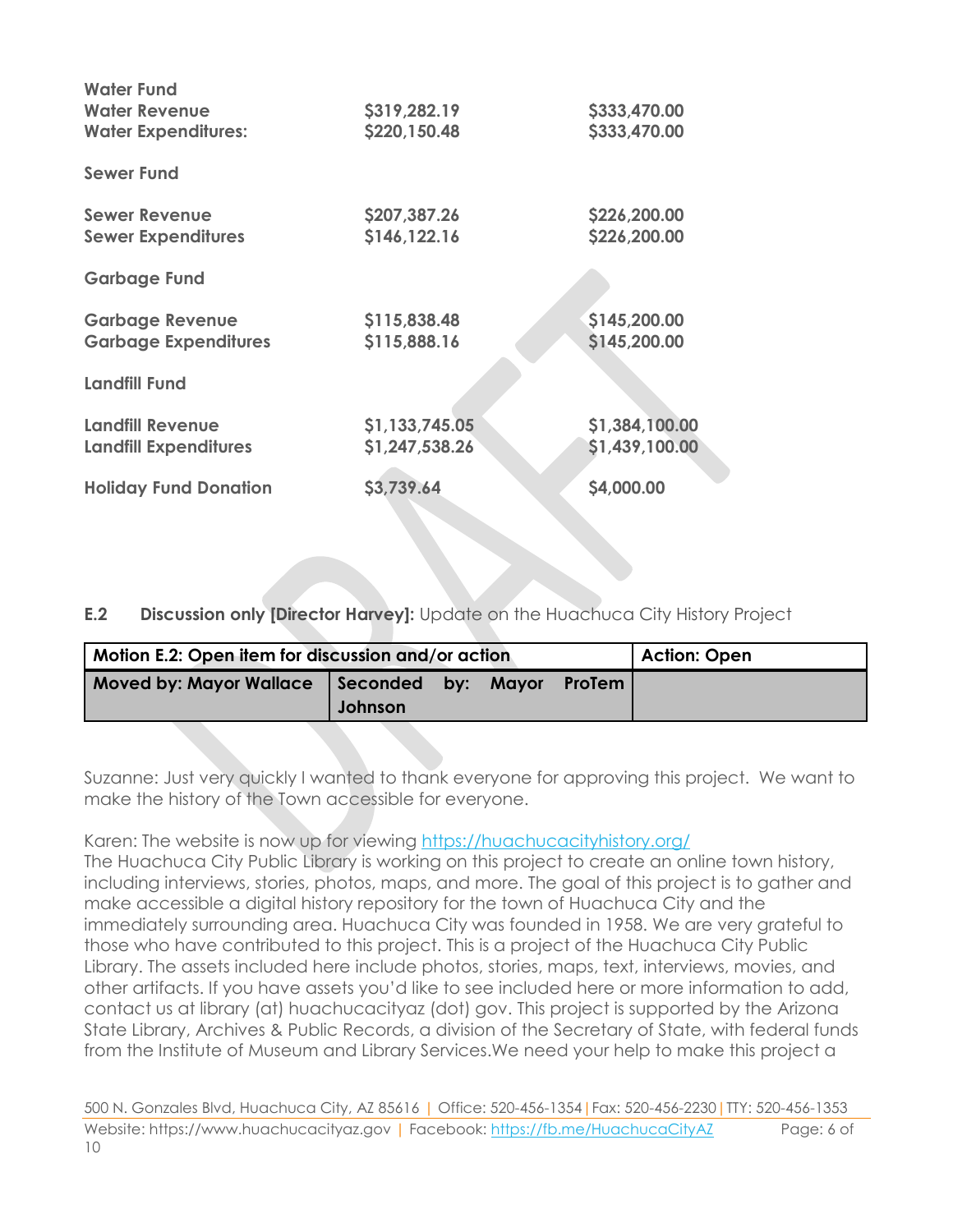| | | |
|---|---|---|
| **Water Fund** | | |
| **Water Revenue** | **$319,282.19** | **$333,470.00** |
| **Water Expenditures:** | **$220,150.48** | **$333,470.00** |
| **Sewer Fund** | | |
| **Sewer Revenue** | **$207,387.26** | **$226,200.00** |
| **Sewer Expenditures** | **$146,122.16** | **$226,200.00** |
| **Garbage Fund** | | |
| **Garbage Revenue** | **$115,838.48** | **$145,200.00** |
| **Garbage Expenditures** | **$115,888.16** | **$145,200.00** |
| **Landfill Fund** | | |
| **Landfill Revenue** | **$1,133,745.05** | **$1,384,100.00** |
| **Landfill Expenditures** | **$1,247,538.26** | **$1,439,100.00** |
| **Holiday Fund Donation** | **$3,739.64** | **$4,000.00** |

**E.2 Discussion only [Director Harvey]:** Update on the Huachuca City History Project

| **Motion E.2: Open item for discussion and/or action** | | **Action: Open** |
|---|---|---|
| **Moved by: Mayor Wallace** | **Seconded by: Mayor ProTem Johnson** | |

Suzanne: Just very quickly I wanted to thank everyone for approving this project. We want to make the history of the Town accessible for everyone.

Karen: The website is now up for viewing https://huachucacityhistory.org/
The Huachuca City Public Library is working on this project to create an online town history, including interviews, stories, photos, maps, and more. The goal of this project is to gather and make accessible a digital history repository for the town of Huachuca City and the immediately surrounding area. Huachuca City was founded in 1958. We are very grateful to those who have contributed to this project. This is a project of the Huachuca City Public Library. The assets included here include photos, stories, maps, text, interviews, movies, and other artifacts. If you have assets you'd like to see included here or more information to add, contact us at library (at) huachucacityaz (dot) gov. This project is supported by the Arizona State Library, Archives & Public Records, a division of the Secretary of State, with federal funds from the Institute of Museum and Library Services.We need your help to make this project a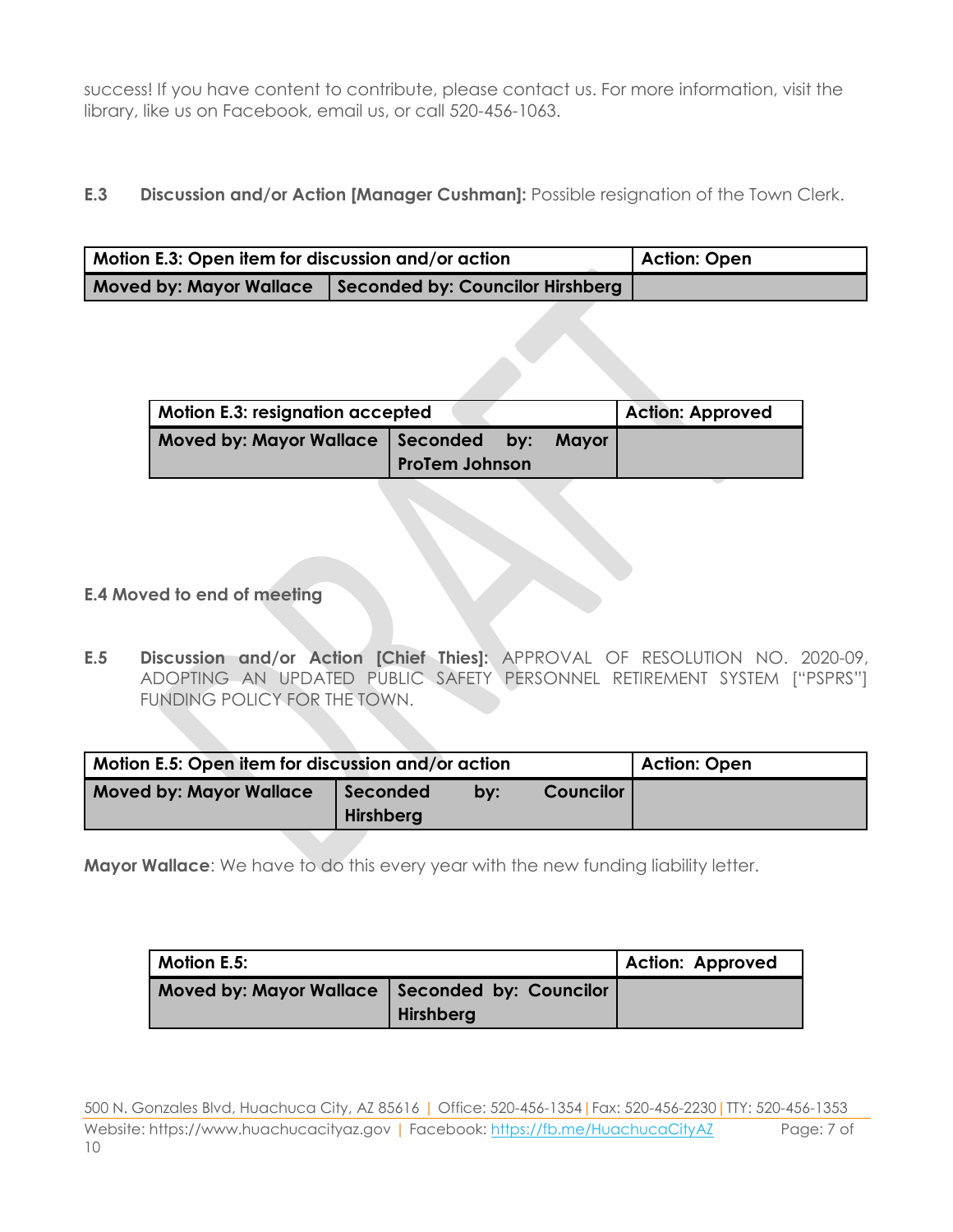success! If you have content to contribute, please contact us. For more information, visit the library, like us on Facebook, email us, or call 520-456-1063.

**E.3 Discussion and/or Action [Manager Cushman]:** Possible resignation of the Town Clerk.

| Motion E.3: Open item for discussion and/or action | | Action: Open |
|---|---|---|
| Moved by: Mayor Wallace | Seconded by: Councilor Hirshberg | |

| Motion E.3: resignation accepted | | Action: Approved |
|---|---|---|
| Moved by: Mayor Wallace | Seconded by: Mayor ProTem Johnson | |

**E.4 Moved to end of meeting**

**E.5 Discussion and/or Action [Chief Thies]:** APPROVAL OF RESOLUTION NO. 2020-09, ADOPTING AN UPDATED PUBLIC SAFETY PERSONNEL RETIREMENT SYSTEM ["PSPRS"] FUNDING POLICY FOR THE TOWN.

| Motion E.5: Open item for discussion and/or action | | Action: Open |
|---|---|---|
| Moved by: Mayor Wallace | Seconded by: Councilor Hirshberg | |

**Mayor Wallace**: We have to do this every year with the new funding liability letter.

| Motion E.5: | | Action: Approved |
|---|---|---|
| Moved by: Mayor Wallace | Seconded by: Councilor Hirshberg | |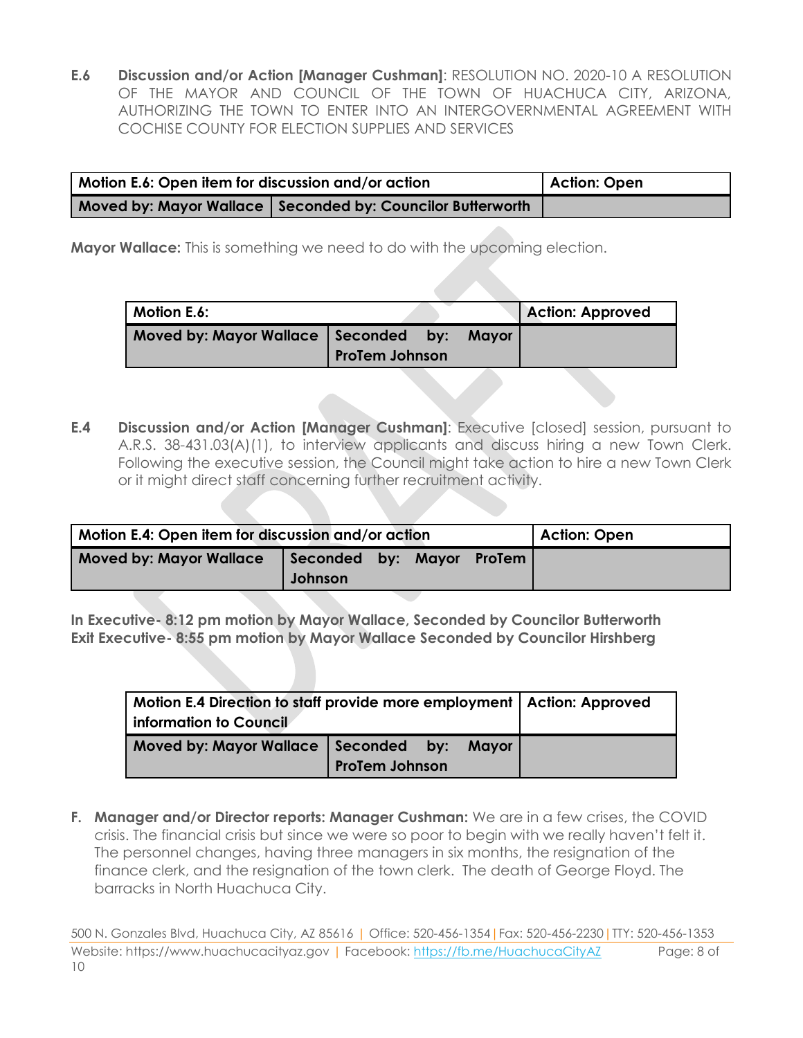**E.6 Discussion and/or Action [Manager Cushman]**: RESOLUTION NO. 2020-10 A RESOLUTION OF THE MAYOR AND COUNCIL OF THE TOWN OF HUACHUCA CITY, ARIZONA, AUTHORIZING THE TOWN TO ENTER INTO AN INTERGOVERNMENTAL AGREEMENT WITH COCHISE COUNTY FOR ELECTION SUPPLIES AND SERVICES

| Motion E.6: Open item for discussion and/or action | | Action: Open |
|---|---|---|
| Moved by: Mayor Wallace | Seconded by: Councilor Butterworth | |

**Mayor Wallace:** This is something we need to do with the upcoming election.

| Motion E.6: | | Action: Approved |
|---|---|---|
| Moved by: Mayor Wallace | Seconded by: Mayor ProTem Johnson | |

**E.4 Discussion and/or Action [Manager Cushman]**: Executive [closed] session, pursuant to A.R.S. 38-431.03(A)(1), to interview applicants and discuss hiring a new Town Clerk. Following the executive session, the Council might take action to hire a new Town Clerk or it might direct staff concerning further recruitment activity.

| Motion E.4: Open item for discussion and/or action | | Action: Open |
|---|---|---|
| Moved by: Mayor Wallace | Seconded by: Mayor ProTem Johnson | |

**In Executive- 8:12 pm motion by Mayor Wallace, Seconded by Councilor Butterworth**
**Exit Executive- 8:55 pm motion by Mayor Wallace Seconded by Councilor Hirshberg**

| Motion E.4 Direction to staff provide more employment information to Council | | Action: Approved |
|---|---|---|
| Moved by: Mayor Wallace | Seconded by: Mayor ProTem Johnson | |

**F. Manager and/or Director reports: Manager Cushman:** We are in a few crises, the COVID crisis. The financial crisis but since we were so poor to begin with we really haven't felt it. The personnel changes, having three managers in six months, the resignation of the finance clerk, and the resignation of the town clerk. The death of George Floyd. The barracks in North Huachuca City.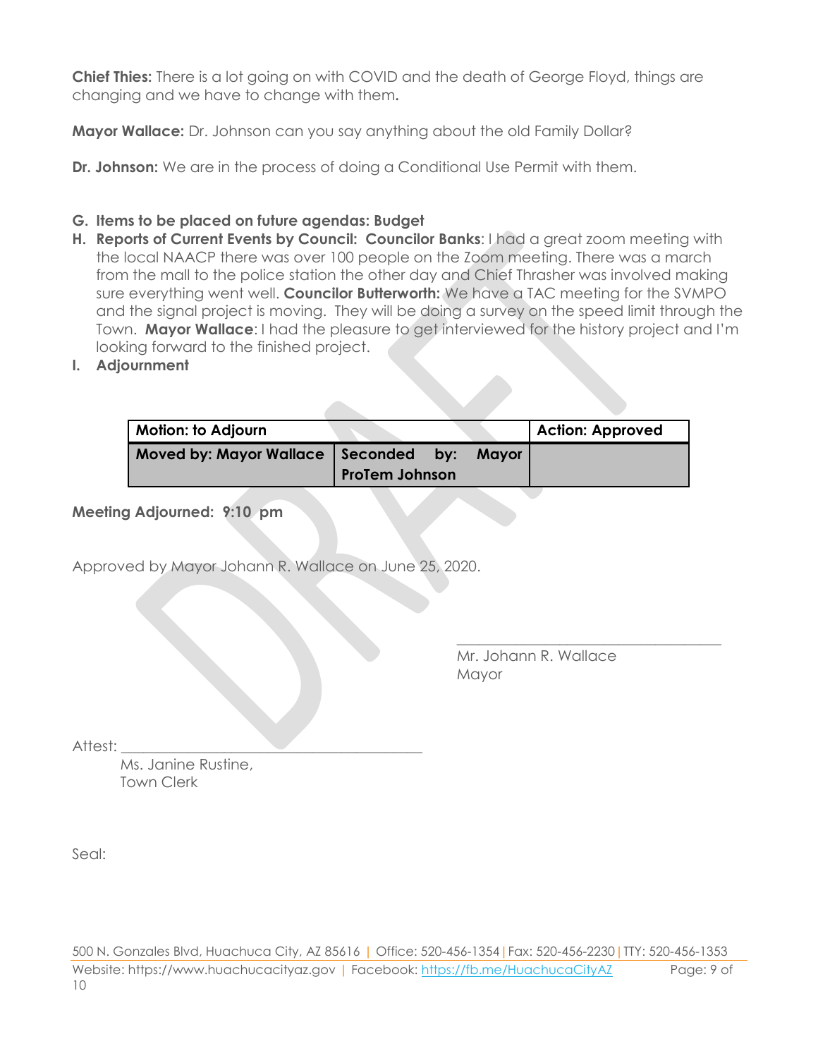**Chief Thies:** There is a lot going on with COVID and the death of George Floyd, things are changing and we have to change with them**.**

**Mayor Wallace:** Dr. Johnson can you say anything about the old Family Dollar?

**Dr. Johnson:** We are in the process of doing a Conditional Use Permit with them.

G. **Items to be placed on future agendas: Budget**
H. **Reports of Current Events by Council: Councilor Banks**: I had a great zoom meeting with the local NAACP there was over 100 people on the Zoom meeting. There was a march from the mall to the police station the other day and Chief Thrasher was involved making sure everything went well. **Councilor Butterworth:** We have a TAC meeting for the SVMPO and the signal project is moving. They will be doing a survey on the speed limit through the Town. **Mayor Wallace**: I had the pleasure to get interviewed for the history project and I'm looking forward to the finished project.
I. **Adjournment**

| **Motion: to Adjourn** | | **Action: Approved** |
|---|---|---|
| **Moved by: Mayor Wallace** | **Seconded by: Mayor ProTem Johnson** | |

**Meeting Adjourned: 9:10 pm**

Approved by Mayor Johann R. Wallace on June 25, 2020.

\_\_\_\_\_\_\_\_\_\_\_\_\_\_\_\_\_\_\_\_\_\_\_\_\_\_\_\_\_\_\_\_\_\_\_\_
Mr. Johann R. Wallace
Mayor

Attest: \_\_\_\_\_\_\_\_\_\_\_\_\_\_\_\_\_\_\_\_\_\_\_\_\_\_\_\_\_\_\_\_\_\_\_\_\_\_\_\_\_\_
Ms. Janine Rustine,
Town Clerk

Seal: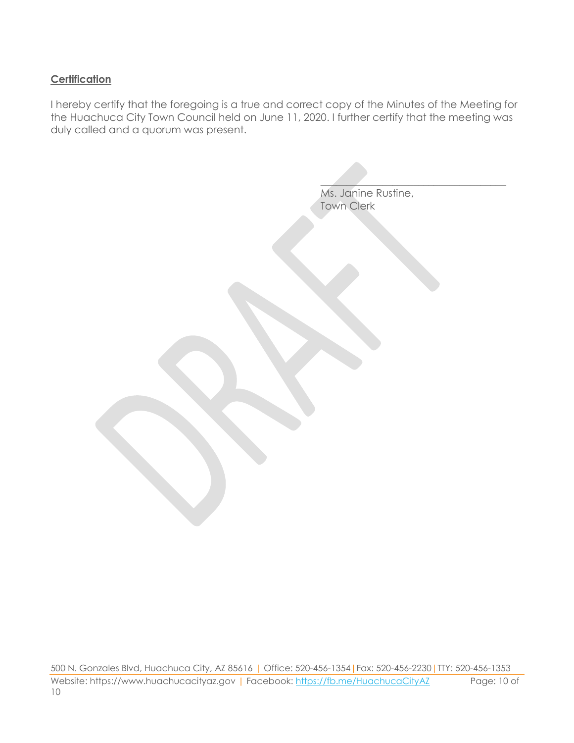**Certification**

I hereby certify that the foregoing is a true and correct copy of the Minutes of the Meeting for the Huachuca City Town Council held on June 11, 2020. I further certify that the meeting was duly called and a quorum was present.

\_\_\_\_\_\_\_\_\_\_\_\_\_\_\_\_\_\_\_\_\_\_\_\_\_\_\_\_\_\_\_\_\_\_\_\_\_\_

Ms. Janine Rustine,
Town Clerk

DRAFT